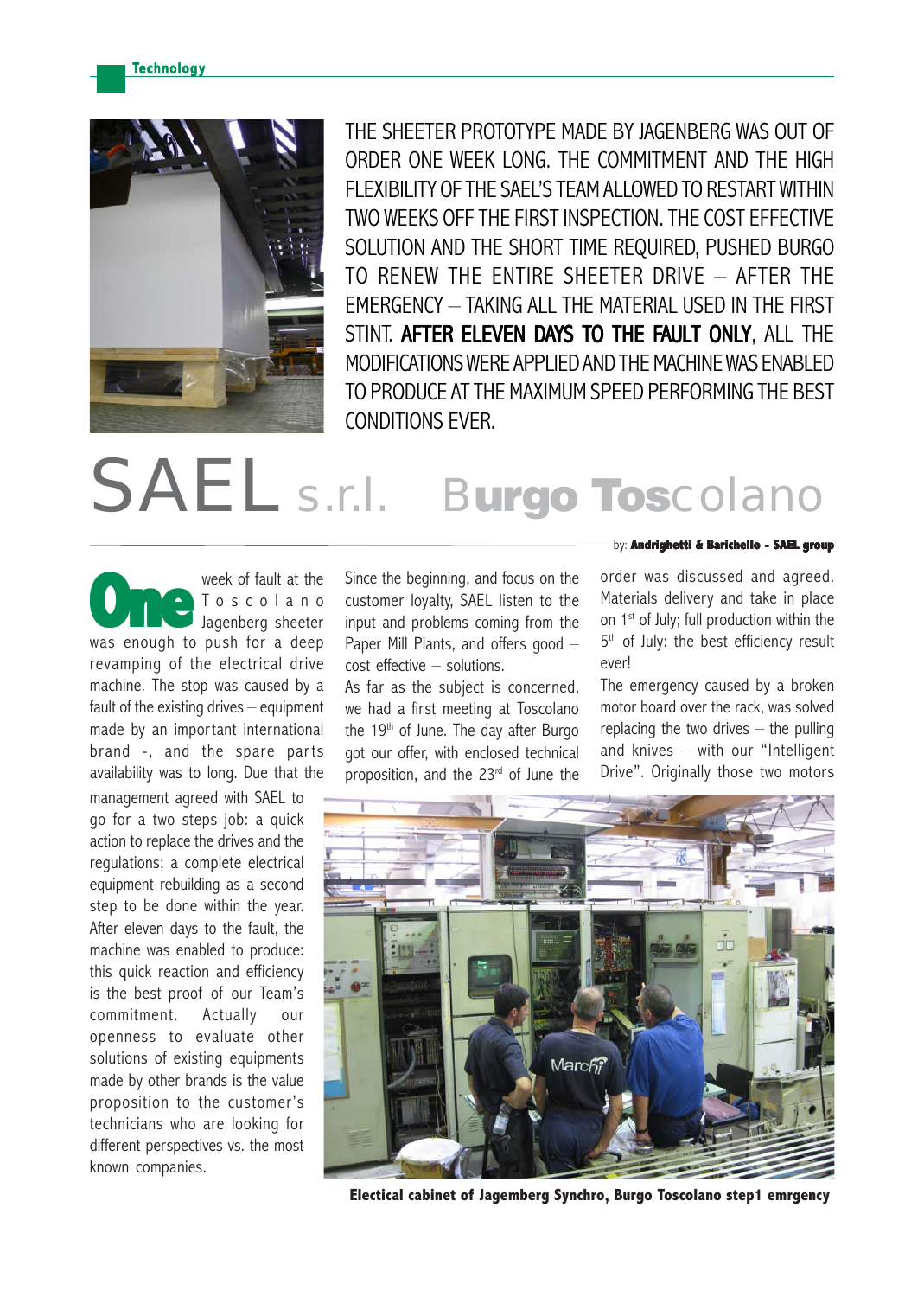THE SHEETER PROTOTYPE MADE BY JAGENBERG WAS OUT OF ORDER ONE WEEK LONG. THE COMMITMENT AND THE HIGH FLEXIBILITY OF THE SAEL'S TEAM ALLOWED TO RESTART WITHIN TWO WEEKS OFF THE FIRST INSPECTION. THE COST EFFECTIVE SOLUTION AND THE SHORT TIME REQUIRED, PUSHED BURGO TO RENEW THE ENTIRE SHEETER DRIVE – AFTER THE EMERGENCY – TAKING ALL THE MATERIAL USED IN THE FIRST STINT. **AFTER ELEVEN DAYS TO THE FAULT ONLY**, ALL THE MODIFICATIONS WERE APPLIED AND THE MACHINE WAS ENABLED TO PRODUCE AT THE MAXIMUM SPEED PERFORMING THE BEST CONDITIONS EVER.

# SAEL s.r.l. Burgo Toscolano

by: **Andrighetti & Barichello - SAEL group**

**One** week of fault at the Toscolano Jagenberg sheeter was enough to push for a deep revamping of the electrical drive machine. The stop was caused by a fault of the existing drives – equipment made by an important international brand -, and the spare parts availability was to long. Due that the management agreed with SAEL to go for a two steps job: a quick action to replace the drives and the regulations; a complete electrical equipment rebuilding as a second step to be done within the year. After eleven days to the fault, the machine was enabled to produce: this quick reaction and efficiency is the best proof of our Team's commitment. Actually our openness to evaluate other solutions of existing equipments made by other brands is the value proposition to the customer's technicians who are looking for different perspectives vs. the most known companies.

Since the beginning, and focus on the customer loyalty, SAEL listen to the input and problems coming from the Paper Mill Plants, and offers good – cost effective – solutions.

As far as the subject is concerned, we had a first meeting at Toscolano the 19th of June. The day after Burgo got our offer, with enclosed technical proposition, and the 23rd of June the order was discussed and agreed. Materials delivery and take in place on 1st of July; full production within the 5th of July: the best efficiency result ever!

The emergency caused by a broken motor board over the rack, was solved replacing the two drives – the pulling and knives – with our "Intelligent Drive". Originally those two motors

**Electical cabinet of Jagemberg Synchro, Burgo Toscolano step1 emrgency**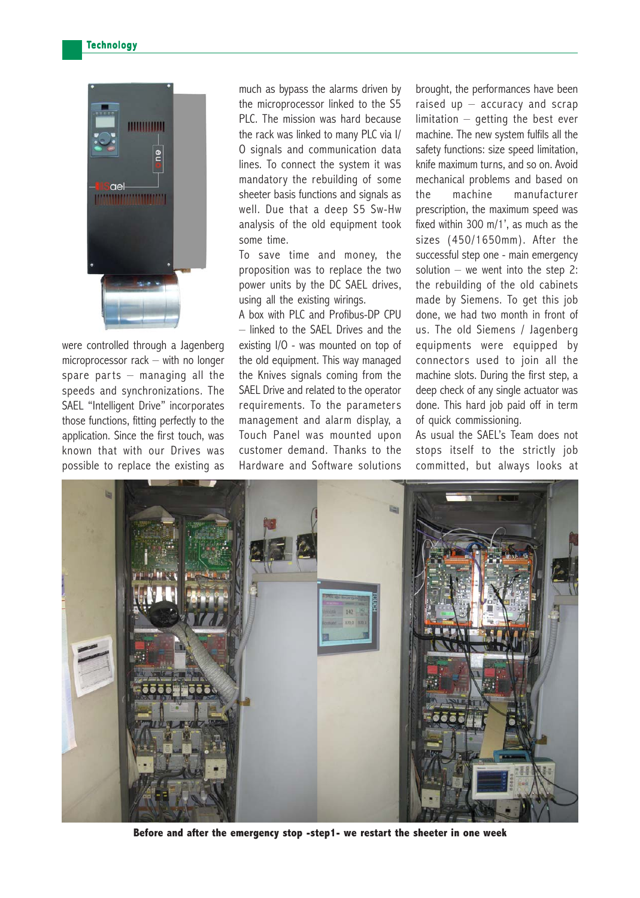were controlled through a Jagenberg microprocessor rack – with no longer spare parts – managing all the speeds and synchronizations. The SAEL "Intelligent Drive" incorporates those functions, fitting perfectly to the application. Since the first touch, was known that with our Drives was possible to replace the existing as much as bypass the alarms driven by the microprocessor linked to the S5 PLC. The mission was hard because the rack was linked to many PLC via I/O signals and communication data lines. To connect the system it was mandatory the rebuilding of some sheeter basis functions and signals as well. Due that a deep S5 Sw-Hw analysis of the old equipment took some time.

To save time and money, the proposition was to replace the two power units by the DC SAEL drives, using all the existing wirings.

A box with PLC and Profibus-DP CPU – linked to the SAEL Drives and the existing I/O - was mounted on top of the old equipment. This way managed the Knives signals coming from the SAEL Drive and related to the operator requirements. To the parameters management and alarm display, a Touch Panel was mounted upon customer demand. Thanks to the Hardware and Software solutions brought, the performances have been raised up – accuracy and scrap limitation – getting the best ever machine. The new system fulfils all the safety functions: size speed limitation, knife maximum turns, and so on. Avoid mechanical problems and based on the machine manufacturer prescription, the maximum speed was fixed within 300 m/1', as much as the sizes (450/1650mm). After the successful step one - main emergency solution – we went into the step 2: the rebuilding of the old cabinets made by Siemens. To get this job done, we had two month in front of us. The old Siemens / Jagenberg equipments were equipped by connectors used to join all the machine slots. During the first step, a deep check of any single actuator was done. This hard job paid off in term of quick commissioning.

As usual the SAEL's Team does not stops itself to the strictly job committed, but always looks at

**Before and after the emergency stop -step1- we restart the sheeter in one week**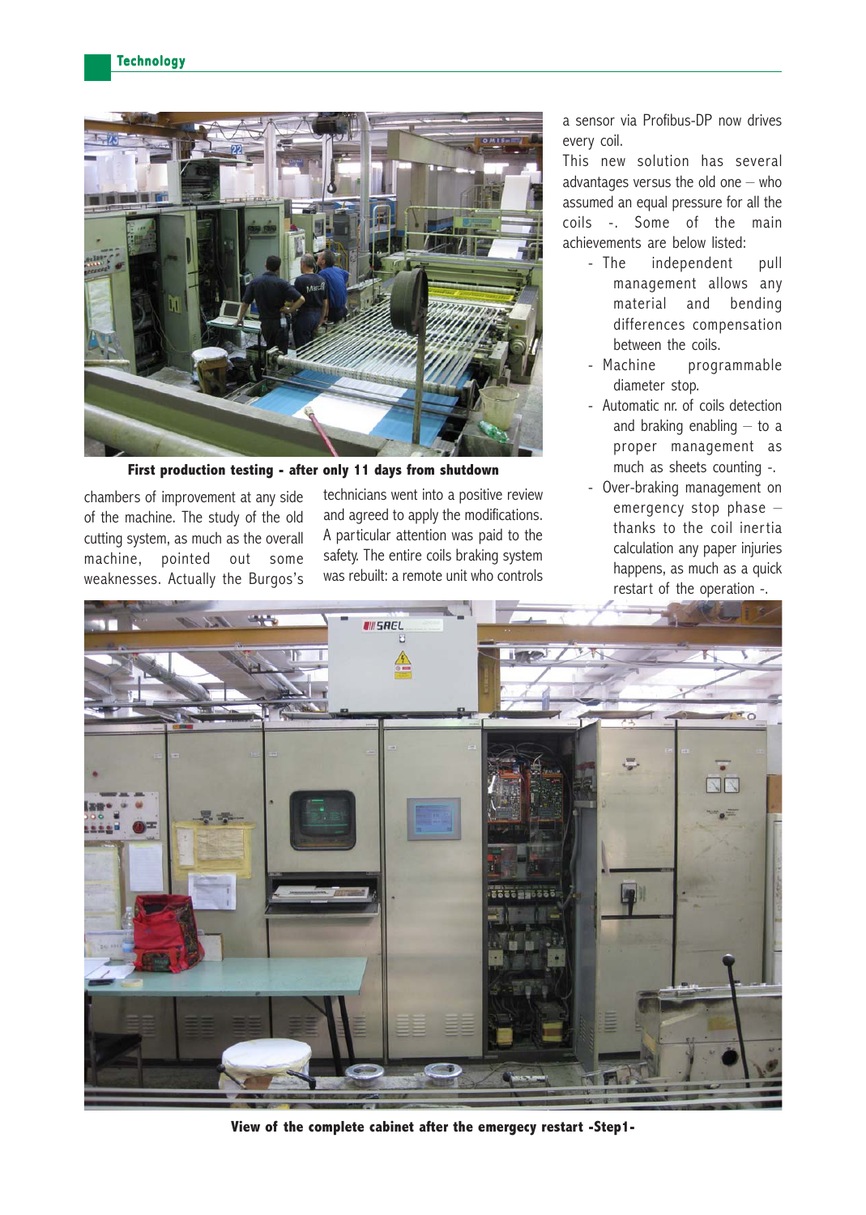First production testing - after only 11 days from shutdown

chambers of improvement at any side of the machine. The study of the old cutting system, as much as the overall machine, pointed out some weaknesses. Actually the Burgos's technicians went into a positive review and agreed to apply the modifications. A particular attention was paid to the safety. The entire coils braking system was rebuilt: a remote unit who controls a sensor via Profibus-DP now drives every coil.

This new solution has several advantages versus the old one – who assumed an equal pressure for all the coils -. Some of the main achievements are below listed:

- The independent pull management allows any material and bending differences compensation between the coils.
- Machine programmable diameter stop.
- Automatic nr. of coils detection and braking enabling – to a proper management as much as sheets counting -.
- Over-braking management on emergency stop phase – thanks to the coil inertia calculation any paper injuries happens, as much as a quick restart of the operation -.

View of the complete cabinet after the emergecy restart -Step1-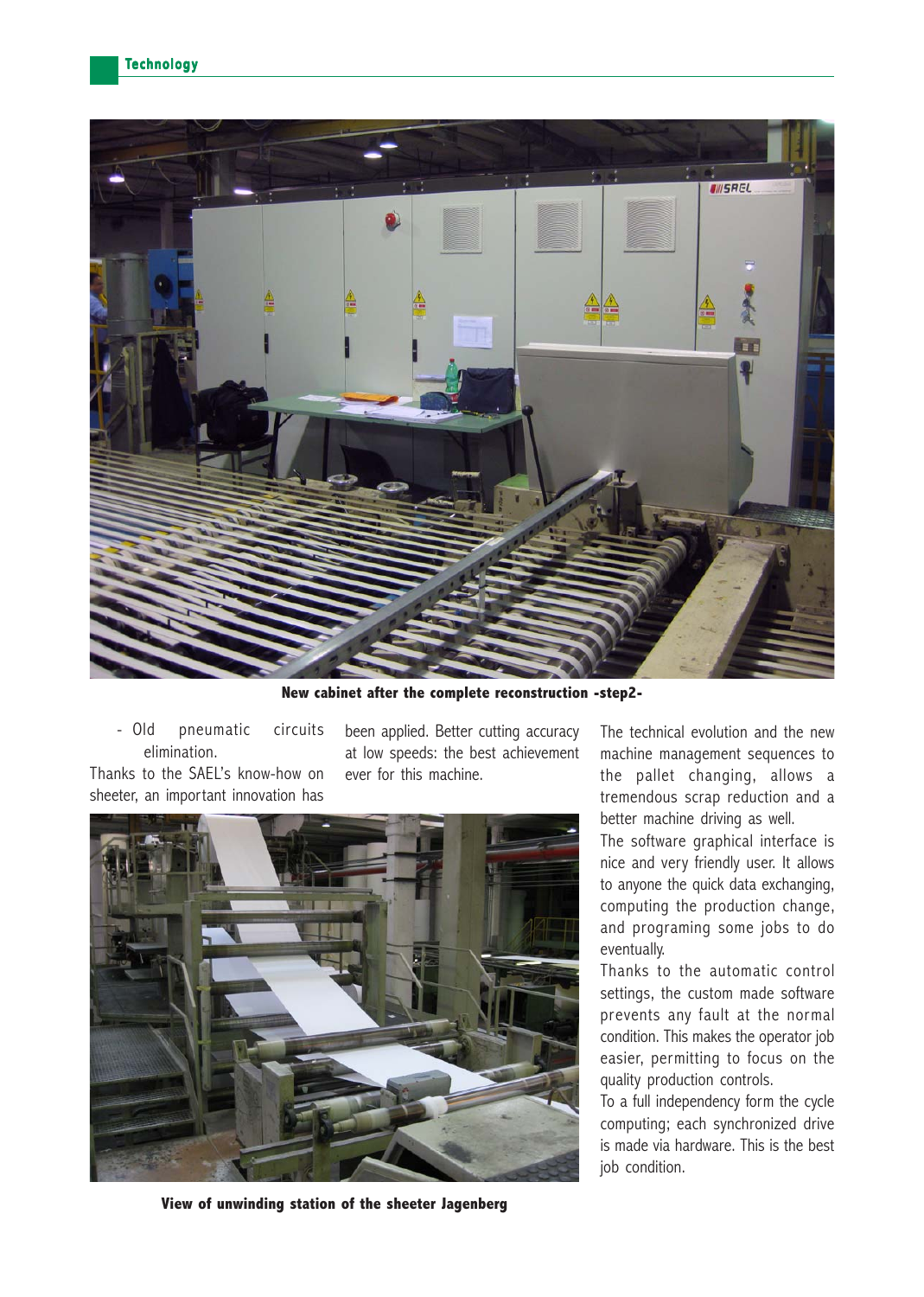New cabinet after the complete reconstruction -step2-

- Old pneumatic circuits elimination.

Thanks to the SAEL's know-how on sheeter, an important innovation has been applied. Better cutting accuracy at low speeds: the best achievement ever for this machine.

View of unwinding station of the sheeter Jagenberg

The technical evolution and the new machine management sequences to the pallet changing, allows a tremendous scrap reduction and a better machine driving as well.

The software graphical interface is nice and very friendly user. It allows to anyone the quick data exchanging, computing the production change, and programing some jobs to do eventually.

Thanks to the automatic control settings, the custom made software prevents any fault at the normal condition. This makes the operator job easier, permitting to focus on the quality production controls.

To a full independency form the cycle computing; each synchronized drive is made via hardware. This is the best job condition.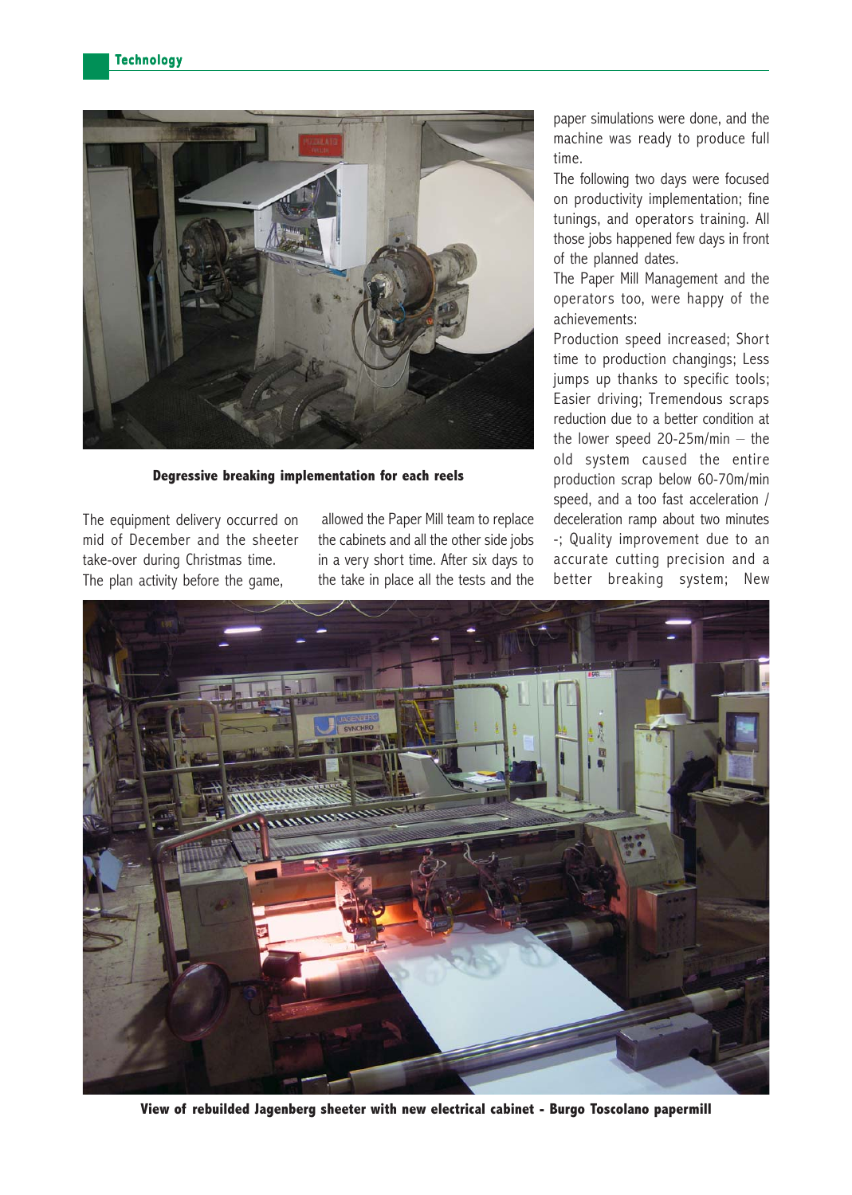**Degressive breaking implementation for each reels**

The equipment delivery occurred on mid of December and the sheeter take-over during Christmas time.
The plan activity before the game, allowed the Paper Mill team to replace the cabinets and all the other side jobs in a very short time. After six days to the take in place all the tests and the paper simulations were done, and the machine was ready to produce full time.

The following two days were focused on productivity implementation; fine tunings, and operators training. All those jobs happened few days in front of the planned dates.

The Paper Mill Management and the operators too, were happy of the achievements:

Production speed increased; Short time to production changings; Less jumps up thanks to specific tools; Easier driving; Tremendous scraps reduction due to a better condition at the lower speed 20-25m/min – the old system caused the entire production scrap below 60-70m/min speed, and a too fast acceleration / deceleration ramp about two minutes -; Quality improvement due to an accurate cutting precision and a better breaking system; New

**View of rebuilded Jagenberg sheeter with new electrical cabinet - Burgo Toscolano papermill**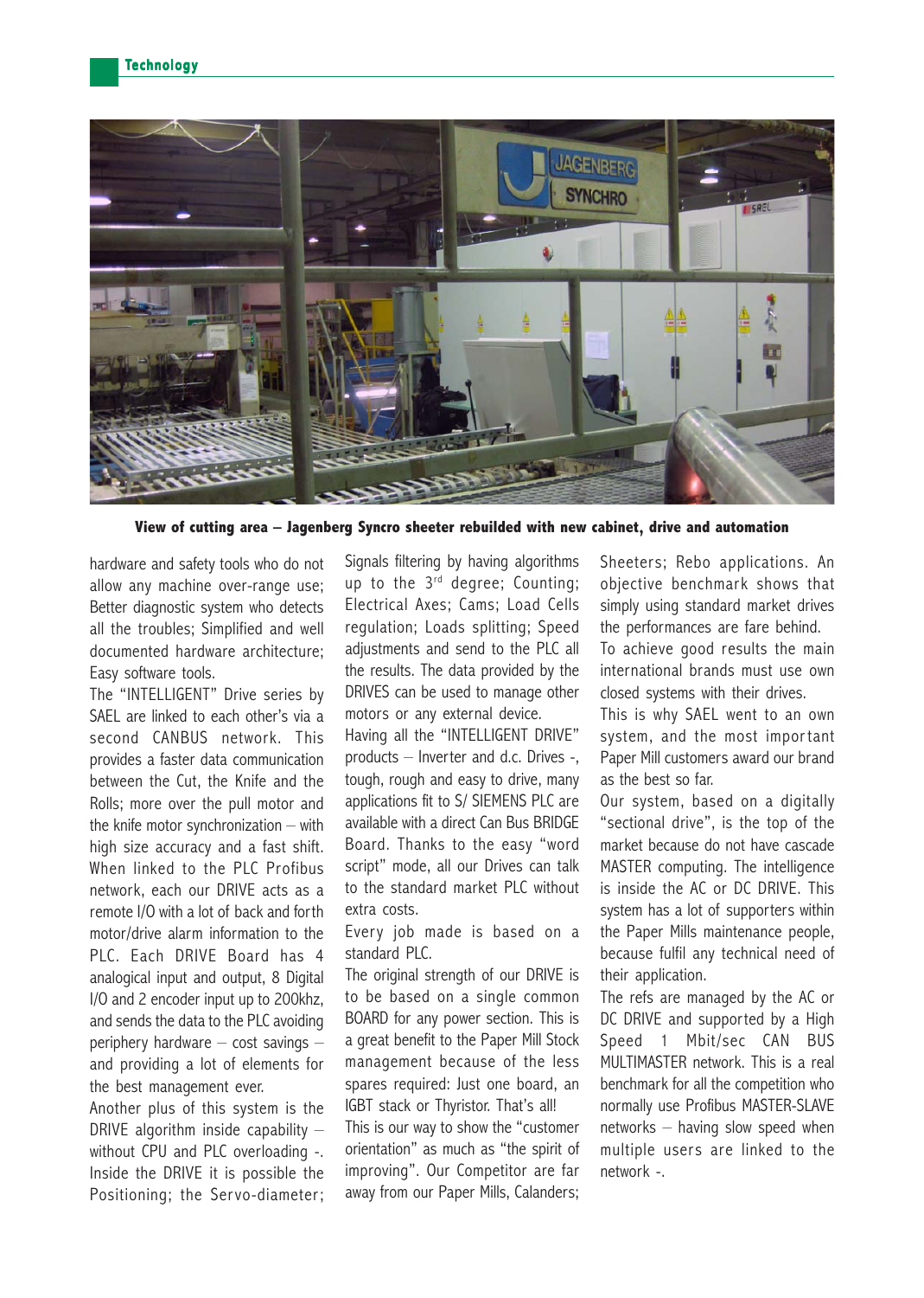View of cutting area – Jagenberg Syncro sheeter rebuilded with new cabinet, drive and automation

hardware and safety tools who do not allow any machine over-range use; Better diagnostic system who detects all the troubles; Simplified and well documented hardware architecture; Easy software tools.

The "INTELLIGENT" Drive series by SAEL are linked to each other's via a second CANBUS network. This provides a faster data communication between the Cut, the Knife and the Rolls; more over the pull motor and the knife motor synchronization – with high size accuracy and a fast shift. When linked to the PLC Profibus network, each our DRIVE acts as a remote I/O with a lot of back and forth motor/drive alarm information to the PLC. Each DRIVE Board has 4 analogical input and output, 8 Digital I/O and 2 encoder input up to 200khz, and sends the data to the PLC avoiding periphery hardware – cost savings – and providing a lot of elements for the best management ever.

Another plus of this system is the DRIVE algorithm inside capability – without CPU and PLC overloading -. Inside the DRIVE it is possible the Positioning; the Servo-diameter; Signals filtering by having algorithms up to the 3rd degree; Counting; Electrical Axes; Cams; Load Cells regulation; Loads splitting; Speed adjustments and send to the PLC all the results. The data provided by the DRIVES can be used to manage other motors or any external device.

Having all the "INTELLIGENT DRIVE" products – Inverter and d.c. Drives -, tough, rough and easy to drive, many applications fit to S/ SIEMENS PLC are available with a direct Can Bus BRIDGE Board. Thanks to the easy "word script" mode, all our Drives can talk to the standard market PLC without extra costs.

Every job made is based on a standard PLC.

The original strength of our DRIVE is to be based on a single common BOARD for any power section. This is a great benefit to the Paper Mill Stock management because of the less spares required: Just one board, an IGBT stack or Thyristor. That's all!

This is our way to show the "customer orientation" as much as "the spirit of improving". Our Competitor are far away from our Paper Mills, Calanders; Sheeters; Rebo applications. An objective benchmark shows that simply using standard market drives the performances are fare behind.

To achieve good results the main international brands must use own closed systems with their drives.

This is why SAEL went to an own system, and the most important Paper Mill customers award our brand as the best so far.

Our system, based on a digitally "sectional drive", is the top of the market because do not have cascade MASTER computing. The intelligence is inside the AC or DC DRIVE. This system has a lot of supporters within the Paper Mills maintenance people, because fulfil any technical need of their application.

The refs are managed by the AC or DC DRIVE and supported by a High Speed 1 Mbit/sec CAN BUS MULTIMASTER network. This is a real benchmark for all the competition who normally use Profibus MASTER-SLAVE networks – having slow speed when multiple users are linked to the network -.